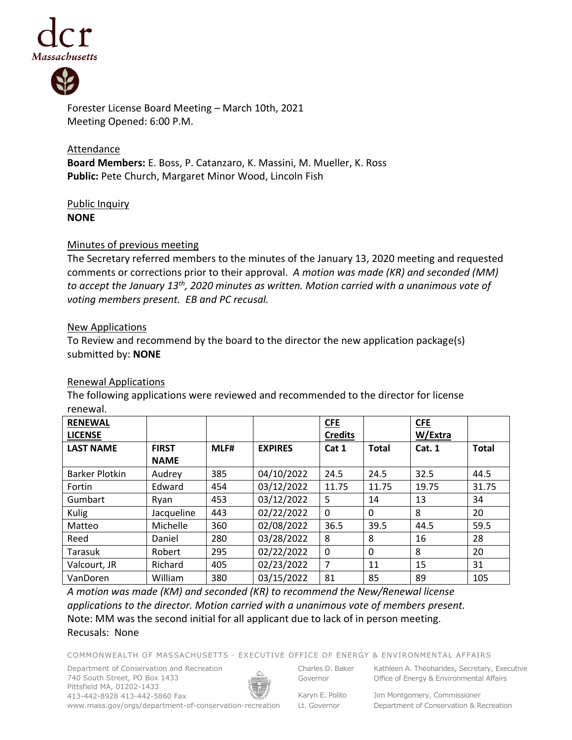Forester License Board Meeting – March 10th, 2021
Meeting Opened: 6:00 P.M.

Attendance
**Board Members:** E. Boss, P. Catanzaro, K. Massini, M. Mueller, K. Ross
**Public:** Pete Church, Margaret Minor Wood, Lincoln Fish

Public Inquiry
**NONE**

Minutes of previous meeting
The Secretary referred members to the minutes of the January 13, 2020 meeting and requested comments or corrections prior to their approval. *A motion was made (KR) and seconded (MM) to accept the January 13th, 2020 minutes as written. Motion carried with a unanimous vote of voting members present. EB and PC recusal.*

New Applications
To Review and recommend by the board to the director the new application package(s) submitted by: **NONE**

Renewal Applications
The following applications were reviewed and recommended to the director for license renewal.

| **RENEWAL LICENSE** | | | | **CFE Credits** | | **CFE W/Extra** | |
|---|---|---|---|---|---|---|---|
| **LAST NAME** | **FIRST NAME** | **MLF#** | **EXPIRES** | **Cat 1** | **Total** | **Cat. 1** | **Total** |
| Barker Plotkin | Audrey | 385 | 04/10/2022 | 24.5 | 24.5 | 32.5 | 44.5 |
| Fortin | Edward | 454 | 03/12/2022 | 11.75 | 11.75 | 19.75 | 31.75 |
| Gumbart | Ryan | 453 | 03/12/2022 | 5 | 14 | 13 | 34 |
| Kulig | Jacqueline | 443 | 02/22/2022 | 0 | 0 | 8 | 20 |
| Matteo | Michelle | 360 | 02/08/2022 | 36.5 | 39.5 | 44.5 | 59.5 |
| Reed | Daniel | 280 | 03/28/2022 | 8 | 8 | 16 | 28 |
| Tarasuk | Robert | 295 | 02/22/2022 | 0 | 0 | 8 | 20 |
| Valcourt, JR | Richard | 405 | 02/23/2022 | 7 | 11 | 15 | 31 |
| VanDoren | William | 380 | 03/15/2022 | 81 | 85 | 89 | 105 |

*A motion was made (KM) and seconded (KR) to recommend the New/Renewal license applications to the director. Motion carried with a unanimous vote of members present.*
Note: MM was the second initial for all applicant due to lack of in person meeting.
Recusals: None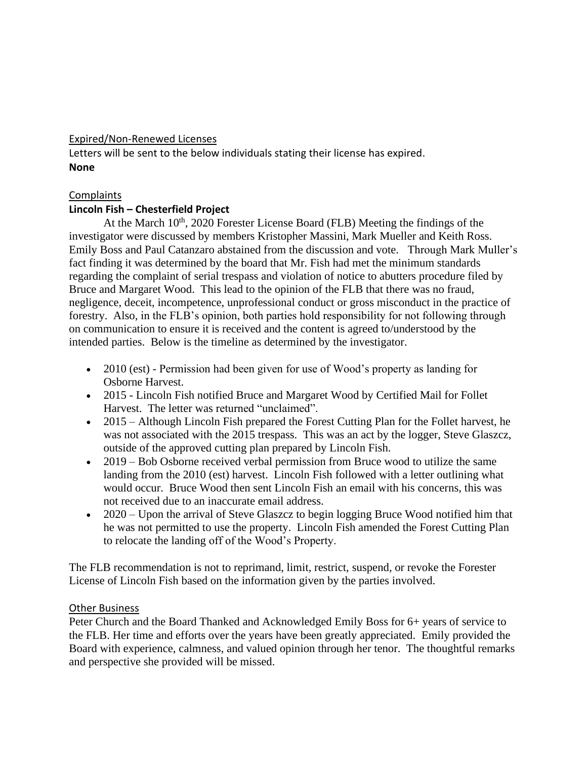Expired/Non-Renewed Licenses

Letters will be sent to the below individuals stating their license has expired.

**None**

Complaints

**Lincoln Fish – Chesterfield Project**

At the March 10th, 2020 Forester License Board (FLB) Meeting the findings of the investigator were discussed by members Kristopher Massini, Mark Mueller and Keith Ross. Emily Boss and Paul Catanzaro abstained from the discussion and vote. Through Mark Muller's fact finding it was determined by the board that Mr. Fish had met the minimum standards regarding the complaint of serial trespass and violation of notice to abutters procedure filed by Bruce and Margaret Wood. This lead to the opinion of the FLB that there was no fraud, negligence, deceit, incompetence, unprofessional conduct or gross misconduct in the practice of forestry. Also, in the FLB's opinion, both parties hold responsibility for not following through on communication to ensure it is received and the content is agreed to/understood by the intended parties. Below is the timeline as determined by the investigator.

- 2010 (est) - Permission had been given for use of Wood's property as landing for Osborne Harvest.
- 2015 - Lincoln Fish notified Bruce and Margaret Wood by Certified Mail for Follet Harvest. The letter was returned "unclaimed".
- 2015 – Although Lincoln Fish prepared the Forest Cutting Plan for the Follet harvest, he was not associated with the 2015 trespass. This was an act by the logger, Steve Glaszcz, outside of the approved cutting plan prepared by Lincoln Fish.
- 2019 – Bob Osborne received verbal permission from Bruce wood to utilize the same landing from the 2010 (est) harvest. Lincoln Fish followed with a letter outlining what would occur. Bruce Wood then sent Lincoln Fish an email with his concerns, this was not received due to an inaccurate email address.
- 2020 – Upon the arrival of Steve Glaszcz to begin logging Bruce Wood notified him that he was not permitted to use the property. Lincoln Fish amended the Forest Cutting Plan to relocate the landing off of the Wood's Property.

The FLB recommendation is not to reprimand, limit, restrict, suspend, or revoke the Forester License of Lincoln Fish based on the information given by the parties involved.

Other Business

Peter Church and the Board Thanked and Acknowledged Emily Boss for 6+ years of service to the FLB. Her time and efforts over the years have been greatly appreciated. Emily provided the Board with experience, calmness, and valued opinion through her tenor. The thoughtful remarks and perspective she provided will be missed.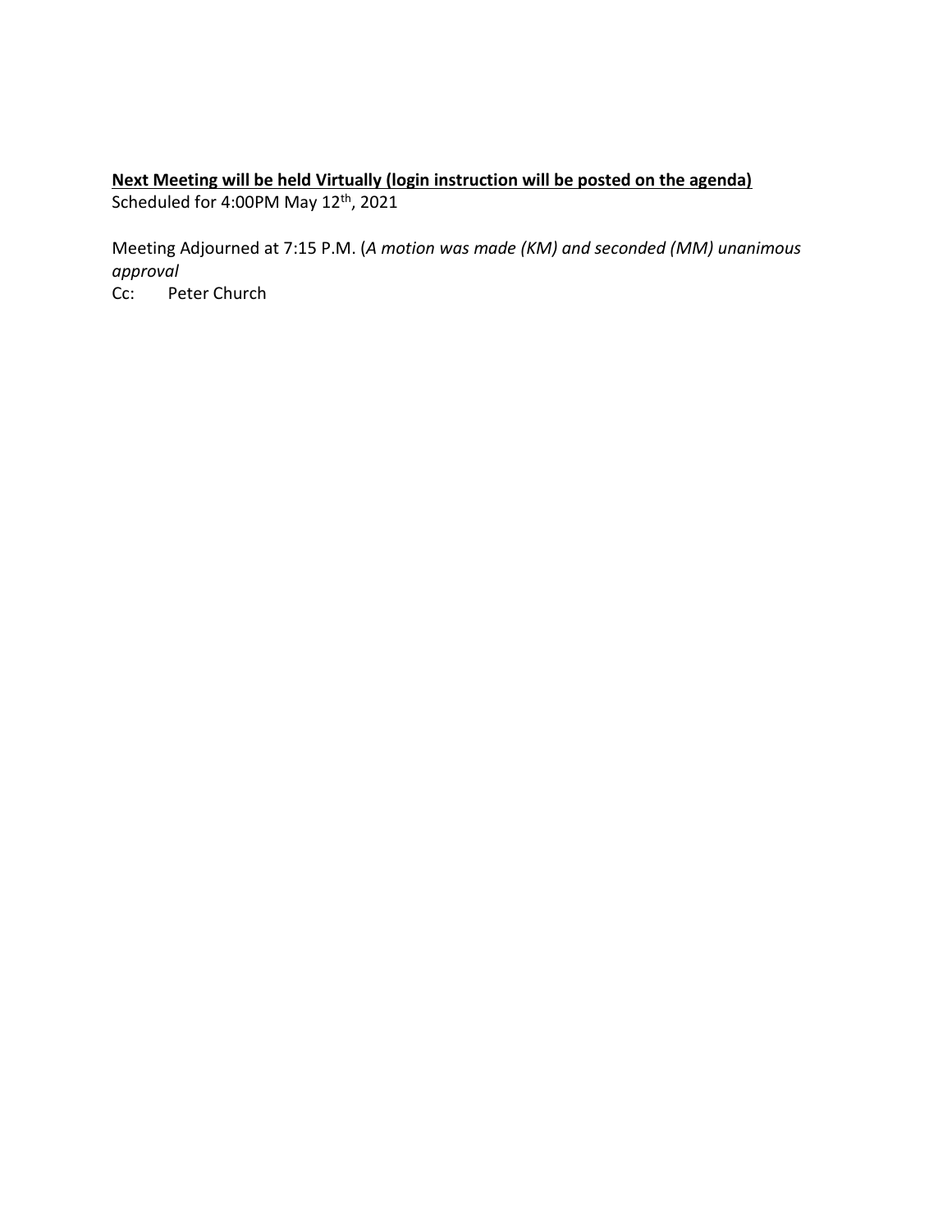**<u>Next Meeting will be held Virtually (login instruction will be posted on the agenda)</u>**
Scheduled for 4:00PM May 12th, 2021

Meeting Adjourned at 7:15 P.M. (*A motion was made (KM) and seconded (MM) unanimous approval*

Cc: Peter Church